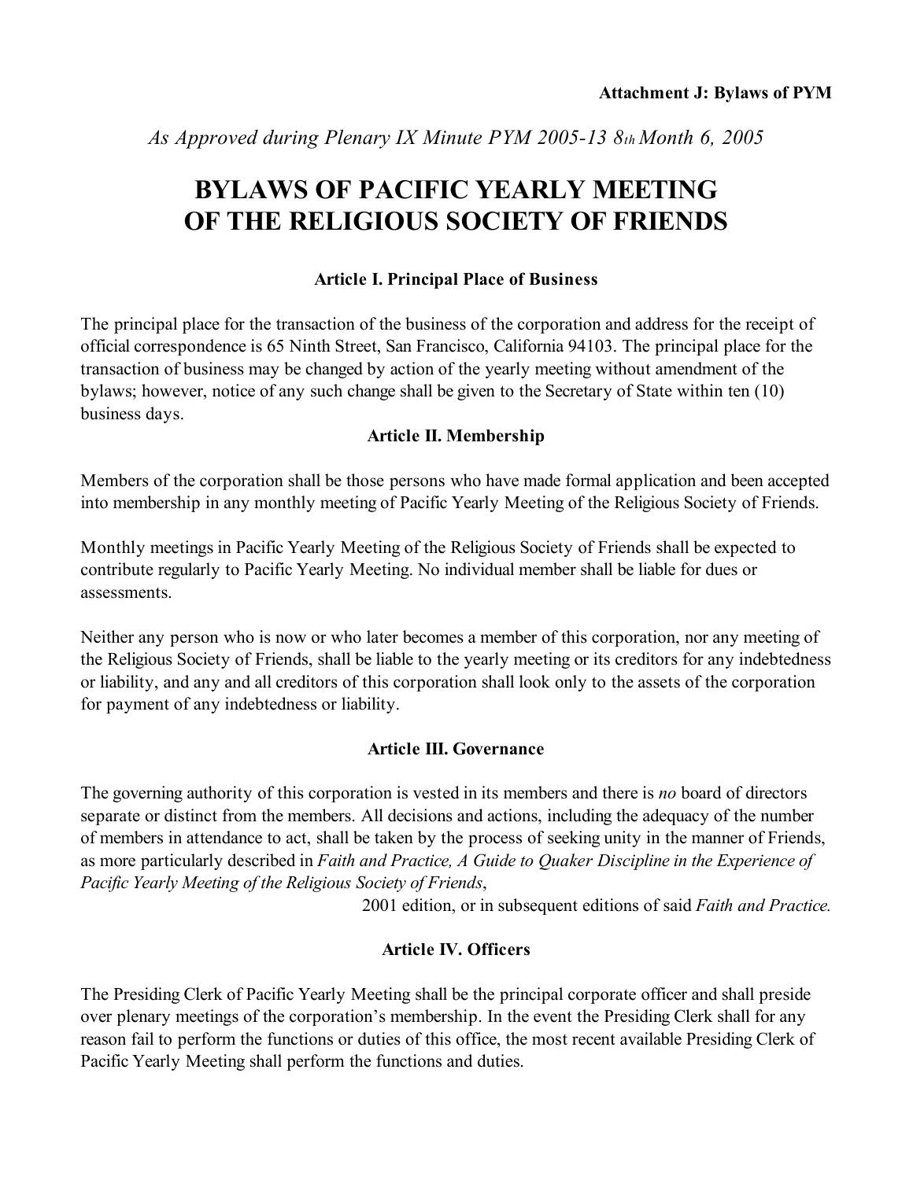**Attachment J: Bylaws of PYM**

*As Approved during Plenary IX Minute PYM 2005-13 8th Month 6, 2005*

# BYLAWS OF PACIFIC YEARLY MEETING OF THE RELIGIOUS SOCIETY OF FRIENDS

### Article I. Principal Place of Business

The principal place for the transaction of the business of the corporation and address for the receipt of official correspondence is 65 Ninth Street, San Francisco, California 94103. The principal place for the transaction of business may be changed by action of the yearly meeting without amendment of the bylaws; however, notice of any such change shall be given to the Secretary of State within ten (10) business days.

### Article II. Membership

Members of the corporation shall be those persons who have made formal application and been accepted into membership in any monthly meeting of Pacific Yearly Meeting of the Religious Society of Friends.

Monthly meetings in Pacific Yearly Meeting of the Religious Society of Friends shall be expected to contribute regularly to Pacific Yearly Meeting. No individual member shall be liable for dues or assessments.

Neither any person who is now or who later becomes a member of this corporation, nor any meeting of the Religious Society of Friends, shall be liable to the yearly meeting or its creditors for any indebtedness or liability, and any and all creditors of this corporation shall look only to the assets of the corporation for payment of any indebtedness or liability.

### Article III. Governance

The governing authority of this corporation is vested in its members and there is *no* board of directors separate or distinct from the members. All decisions and actions, including the adequacy of the number of members in attendance to act, shall be taken by the process of seeking unity in the manner of Friends, as more particularly described in *Faith and Practice, A Guide to Quaker Discipline in the Experience of Pacific Yearly Meeting of the Religious Society of Friends*, 2001 edition, or in subsequent editions of said *Faith and Practice.*

### Article IV. Officers

The Presiding Clerk of Pacific Yearly Meeting shall be the principal corporate officer and shall preside over plenary meetings of the corporation's membership. In the event the Presiding Clerk shall for any reason fail to perform the functions or duties of this office, the most recent available Presiding Clerk of Pacific Yearly Meeting shall perform the functions and duties.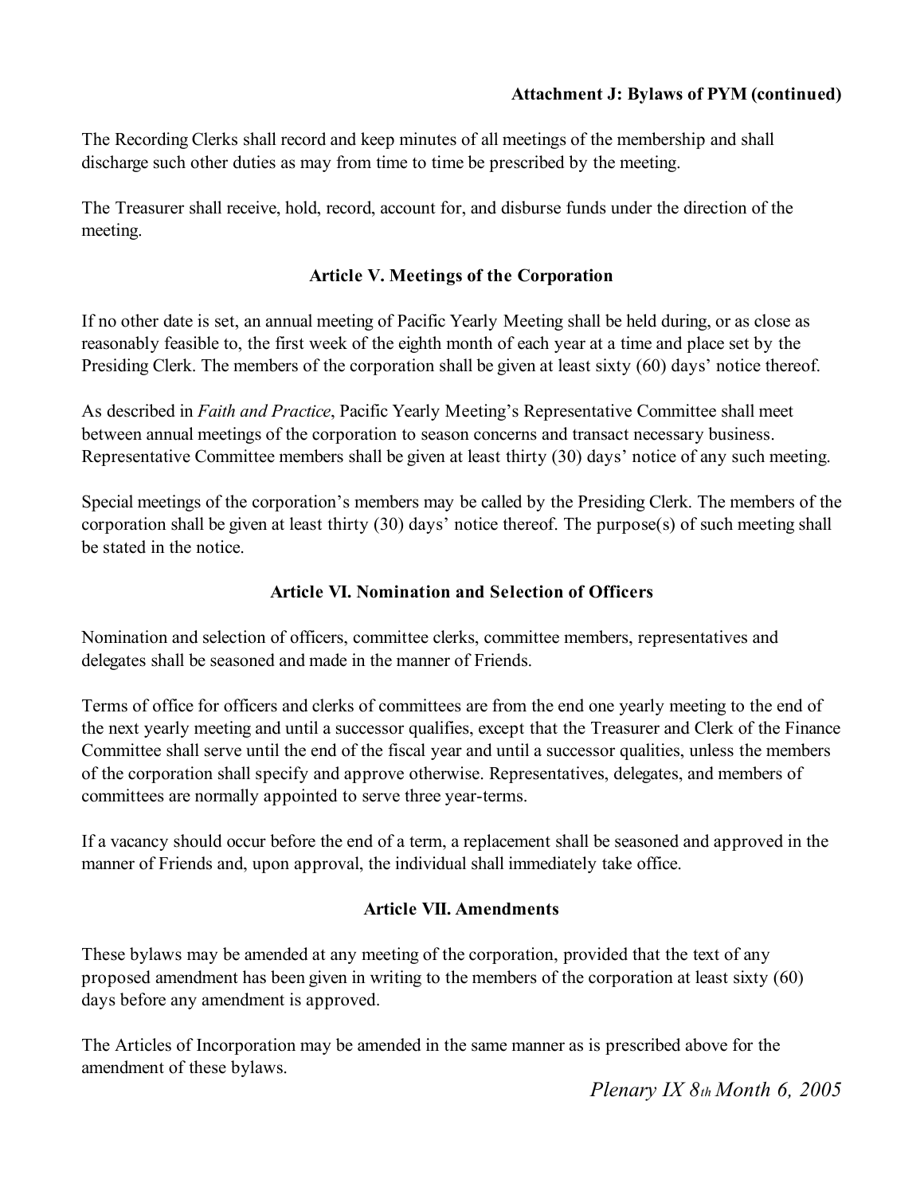**Attachment J: Bylaws of PYM (continued)**

The Recording Clerks shall record and keep minutes of all meetings of the membership and shall discharge such other duties as may from time to time be prescribed by the meeting.

The Treasurer shall receive, hold, record, account for, and disburse funds under the direction of the meeting.

## Article V. Meetings of the Corporation

If no other date is set, an annual meeting of Pacific Yearly Meeting shall be held during, or as close as reasonably feasible to, the first week of the eighth month of each year at a time and place set by the Presiding Clerk. The members of the corporation shall be given at least sixty (60) days' notice thereof.

As described in *Faith and Practice*, Pacific Yearly Meeting's Representative Committee shall meet between annual meetings of the corporation to season concerns and transact necessary business. Representative Committee members shall be given at least thirty (30) days' notice of any such meeting.

Special meetings of the corporation's members may be called by the Presiding Clerk. The members of the corporation shall be given at least thirty (30) days' notice thereof. The purpose(s) of such meeting shall be stated in the notice.

## Article VI. Nomination and Selection of Officers

Nomination and selection of officers, committee clerks, committee members, representatives and delegates shall be seasoned and made in the manner of Friends.

Terms of office for officers and clerks of committees are from the end one yearly meeting to the end of the next yearly meeting and until a successor qualifies, except that the Treasurer and Clerk of the Finance Committee shall serve until the end of the fiscal year and until a successor qualities, unless the members of the corporation shall specify and approve otherwise. Representatives, delegates, and members of committees are normally appointed to serve three year-terms.

If a vacancy should occur before the end of a term, a replacement shall be seasoned and approved in the manner of Friends and, upon approval, the individual shall immediately take office.

## Article VII. Amendments

These bylaws may be amended at any meeting of the corporation, provided that the text of any proposed amendment has been given in writing to the members of the corporation at least sixty (60) days before any amendment is approved.

The Articles of Incorporation may be amended in the same manner as is prescribed above for the amendment of these bylaws.

*Plenary IX 8th Month 6, 2005*